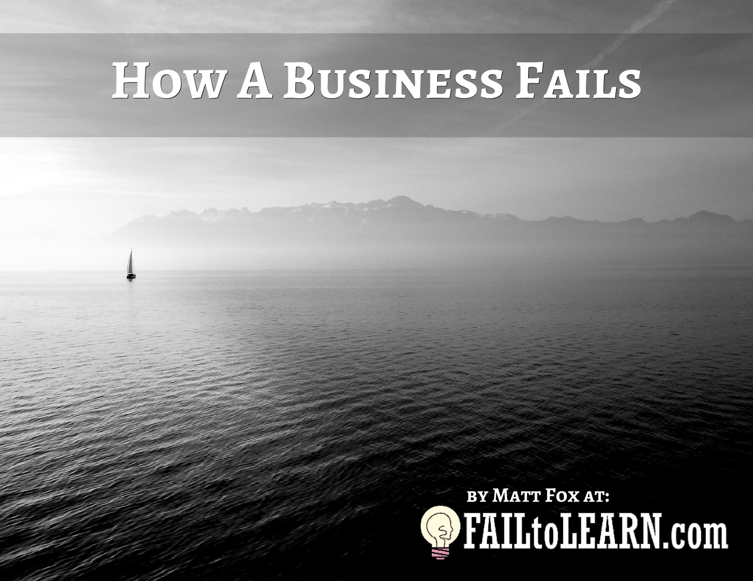# How A Business Fails

by Matt Fox at:

FAILtoLEARN.com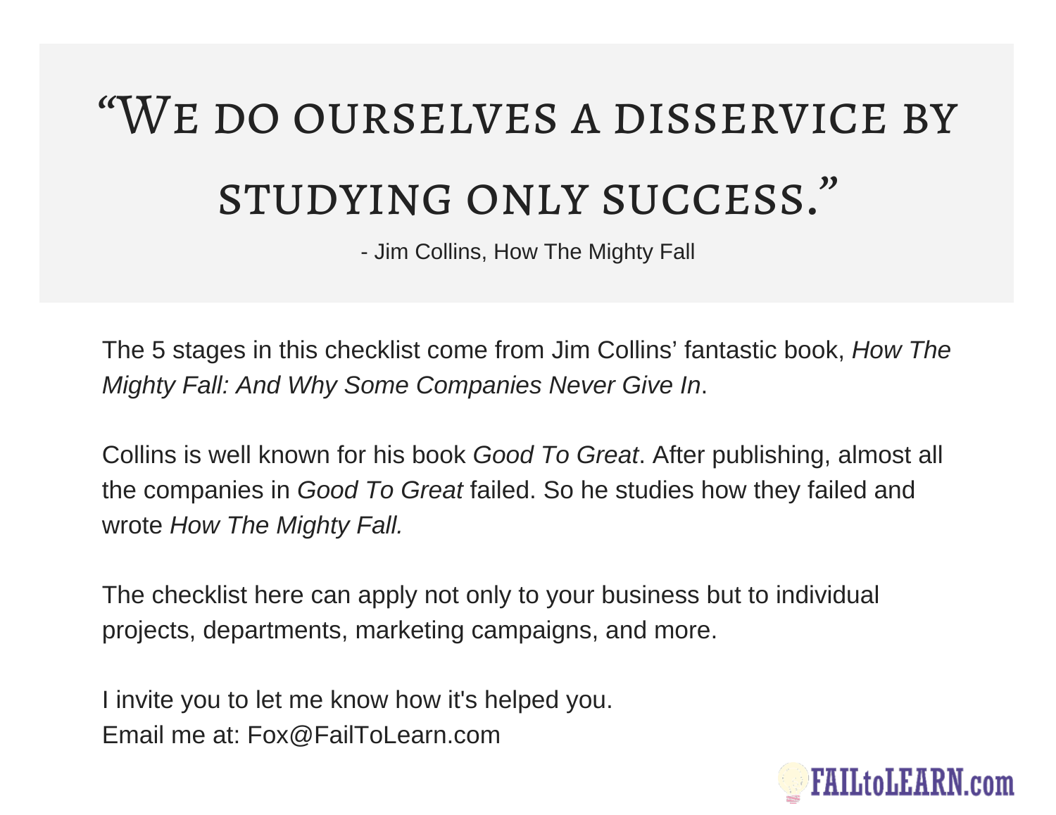# "We do ourselves a disservice by studying only success."

- Jim Collins, How The Mighty Fall

The 5 stages in this checklist come from Jim Collins' fantastic book, *How The Mighty Fall: And Why Some Companies Never Give In*.

Collins is well known for his book *Good To Great*. After publishing, almost all the companies in *Good To Great* failed. So he studies how they failed and wrote *How The Mighty Fall.*

The checklist here can apply not only to your business but to individual projects, departments, marketing campaigns, and more.

I invite you to let me know how it's helped you.
Email me at: Fox@FailToLearn.com

FAILtoLEARN.com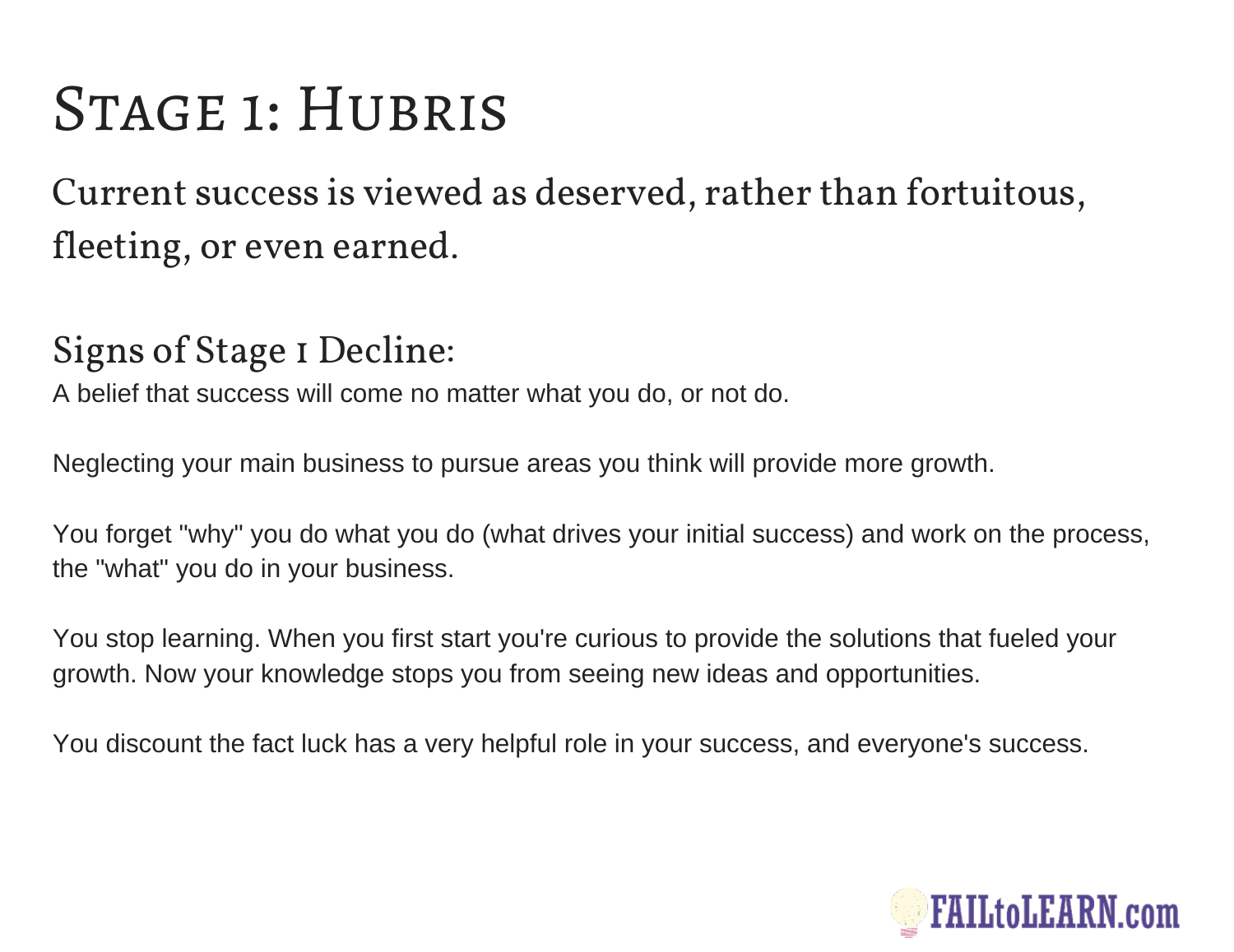# Stage 1: Hubris

Current success is viewed as deserved, rather than fortuitous, fleeting, or even earned.

## Signs of Stage 1 Decline:

A belief that success will come no matter what you do, or not do.

Neglecting your main business to pursue areas you think will provide more growth.

You forget "why" you do what you do (what drives your initial success) and work on the process, the "what" you do in your business.

You stop learning. When you first start you're curious to provide the solutions that fueled your growth. Now your knowledge stops you from seeing new ideas and opportunities.

You discount the fact luck has a very helpful role in your success, and everyone's success.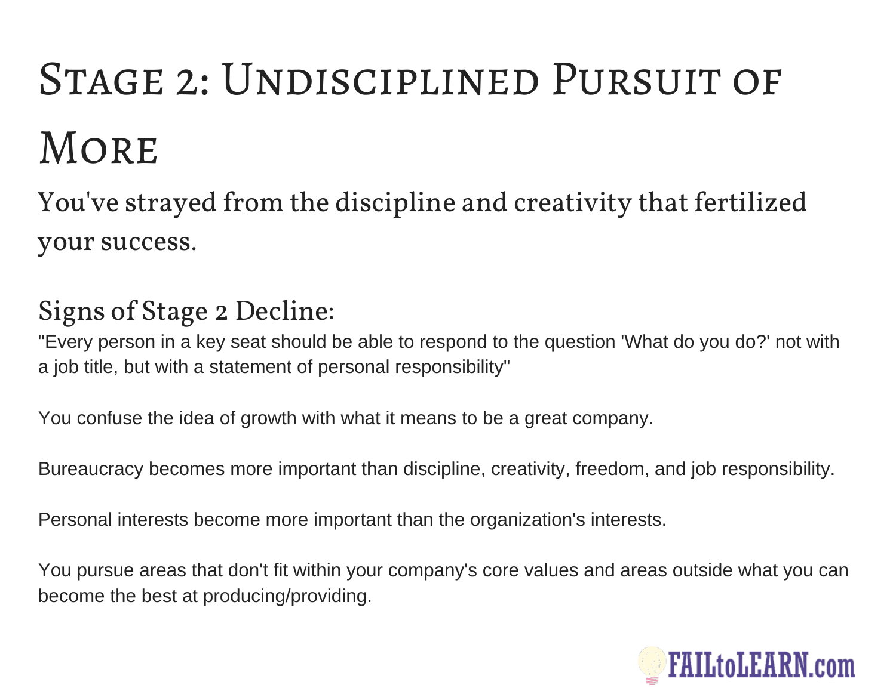# Stage 2: Undisciplined Pursuit of More

## You've strayed from the discipline and creativity that fertilized your success.

### Signs of Stage 2 Decline:

"Every person in a key seat should be able to respond to the question 'What do you do?' not with a job title, but with a statement of personal responsibility"

You confuse the idea of growth with what it means to be a great company.

Bureaucracy becomes more important than discipline, creativity, freedom, and job responsibility.

Personal interests become more important than the organization's interests.

You pursue areas that don't fit within your company's core values and areas outside what you can become the best at producing/providing.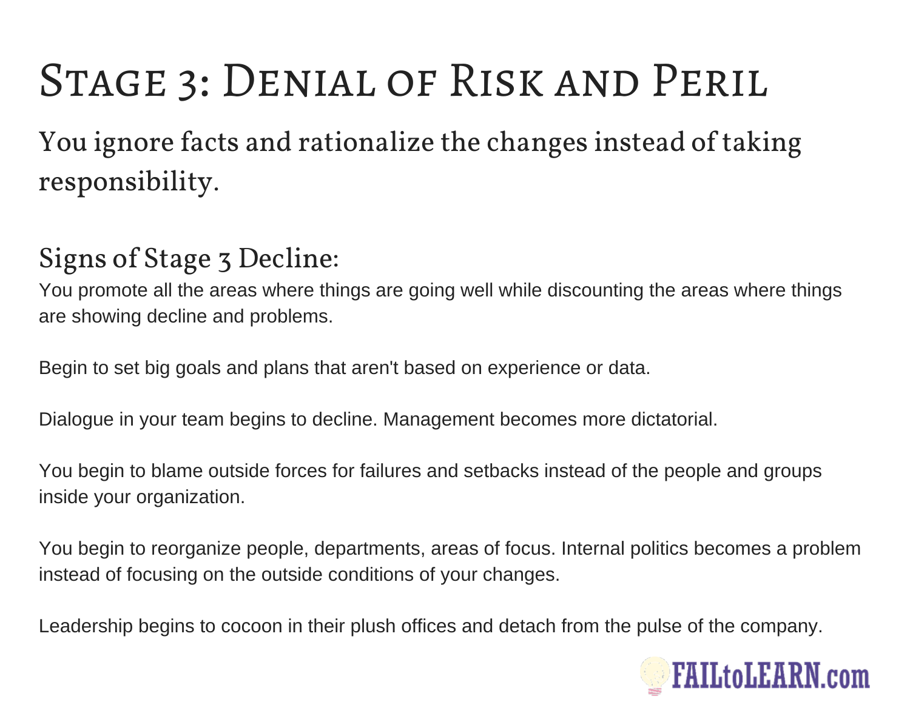# Stage 3: Denial of Risk and Peril

## You ignore facts and rationalize the changes instead of taking responsibility.

### Signs of Stage 3 Decline:

You promote all the areas where things are going well while discounting the areas where things are showing decline and problems.

Begin to set big goals and plans that aren't based on experience or data.

Dialogue in your team begins to decline. Management becomes more dictatorial.

You begin to blame outside forces for failures and setbacks instead of the people and groups inside your organization.

You begin to reorganize people, departments, areas of focus. Internal politics becomes a problem instead of focusing on the outside conditions of your changes.

Leadership begins to cocoon in their plush offices and detach from the pulse of the company.

FAILtoLEARN.com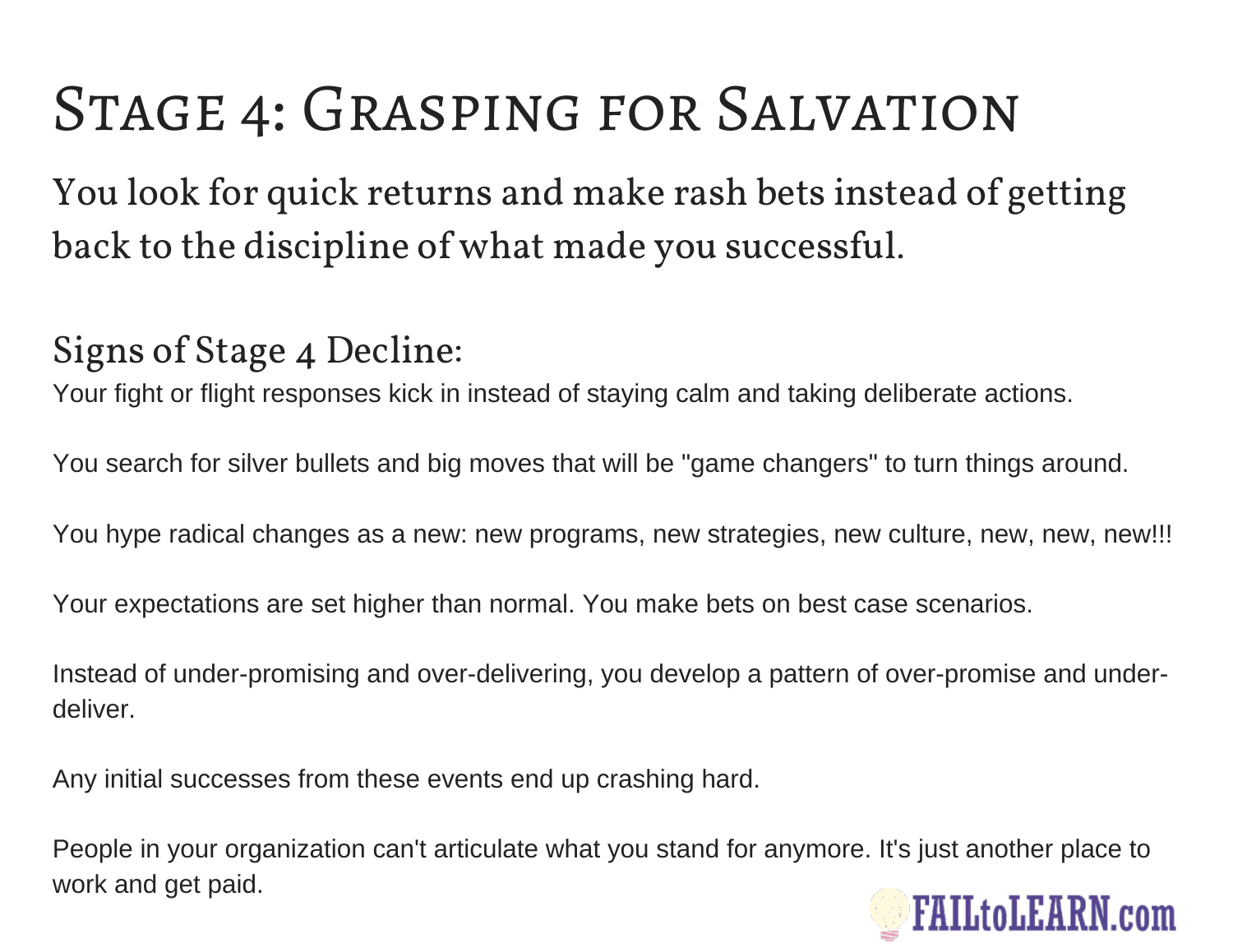# Stage 4: Grasping for Salvation

## You look for quick returns and make rash bets instead of getting back to the discipline of what made you successful.

### Signs of Stage 4 Decline:

Your fight or flight responses kick in instead of staying calm and taking deliberate actions.

You search for silver bullets and big moves that will be "game changers" to turn things around.

You hype radical changes as a new: new programs, new strategies, new culture, new, new, new!!!

Your expectations are set higher than normal. You make bets on best case scenarios.

Instead of under-promising and over-delivering, you develop a pattern of over-promise and under-deliver.

Any initial successes from these events end up crashing hard.

People in your organization can't articulate what you stand for anymore. It's just another place to work and get paid.

FAILtoLEARN.com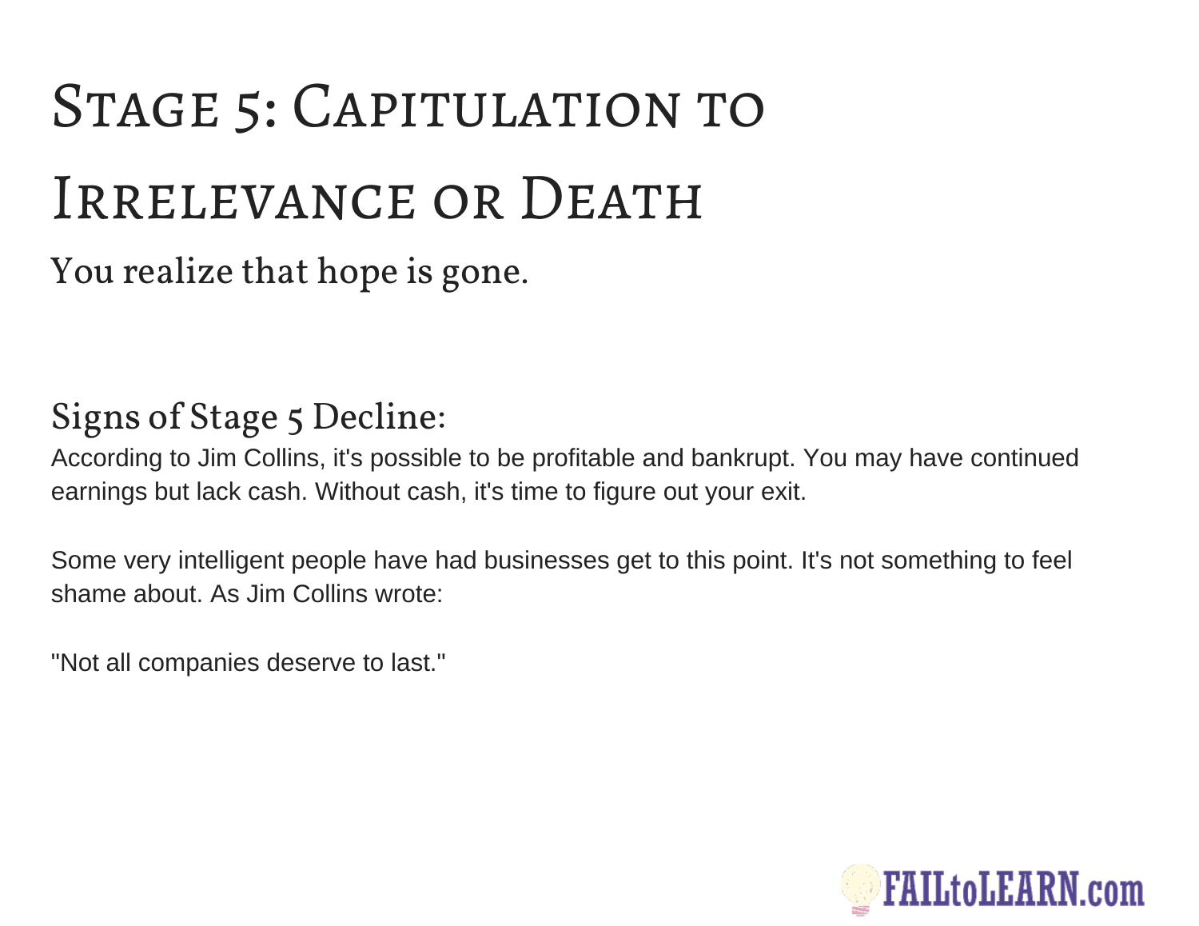# Stage 5: Capitulation to Irrelevance or Death

You realize that hope is gone.

## Signs of Stage 5 Decline:

According to Jim Collins, it's possible to be profitable and bankrupt. You may have continued earnings but lack cash. Without cash, it's time to figure out your exit.

Some very intelligent people have had businesses get to this point. It's not something to feel shame about. As Jim Collins wrote:

"Not all companies deserve to last."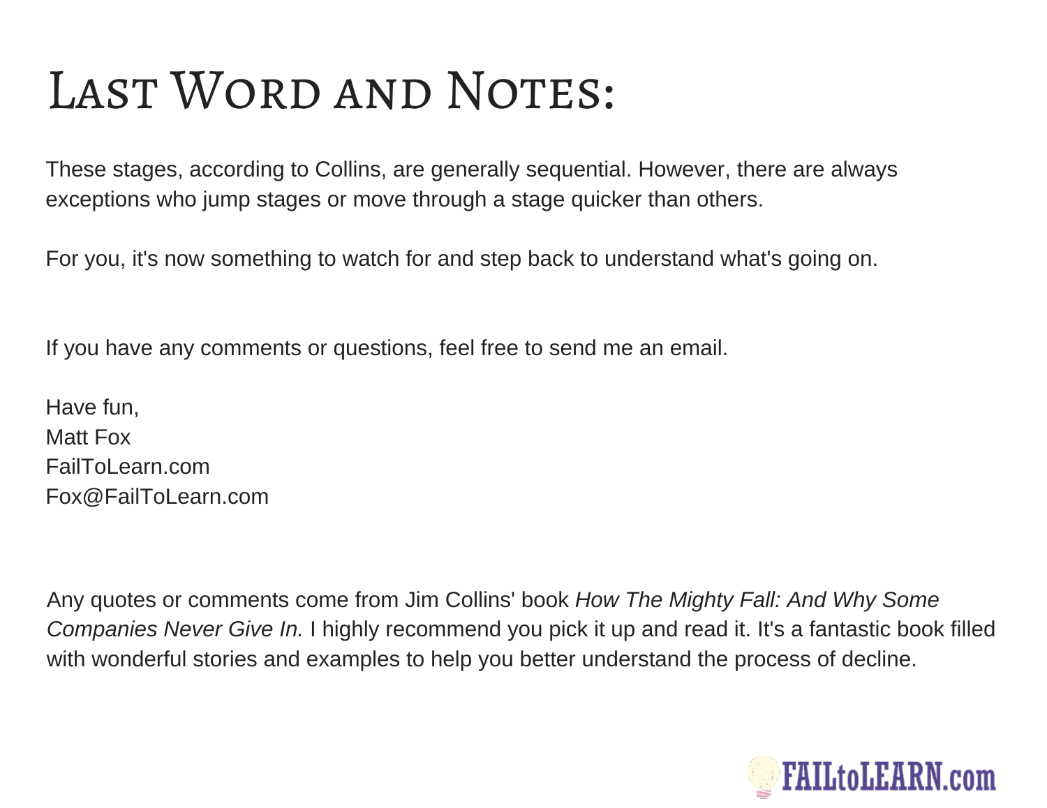# Last Word and Notes:

These stages, according to Collins, are generally sequential. However, there are always exceptions who jump stages or move through a stage quicker than others.

For you, it's now something to watch for and step back to understand what's going on.

If you have any comments or questions, feel free to send me an email.

Have fun,
Matt Fox
FailToLearn.com
Fox@FailToLearn.com

Any quotes or comments come from Jim Collins' book *How The Mighty Fall: And Why Some Companies Never Give In.* I highly recommend you pick it up and read it. It's a fantastic book filled with wonderful stories and examples to help you better understand the process of decline.